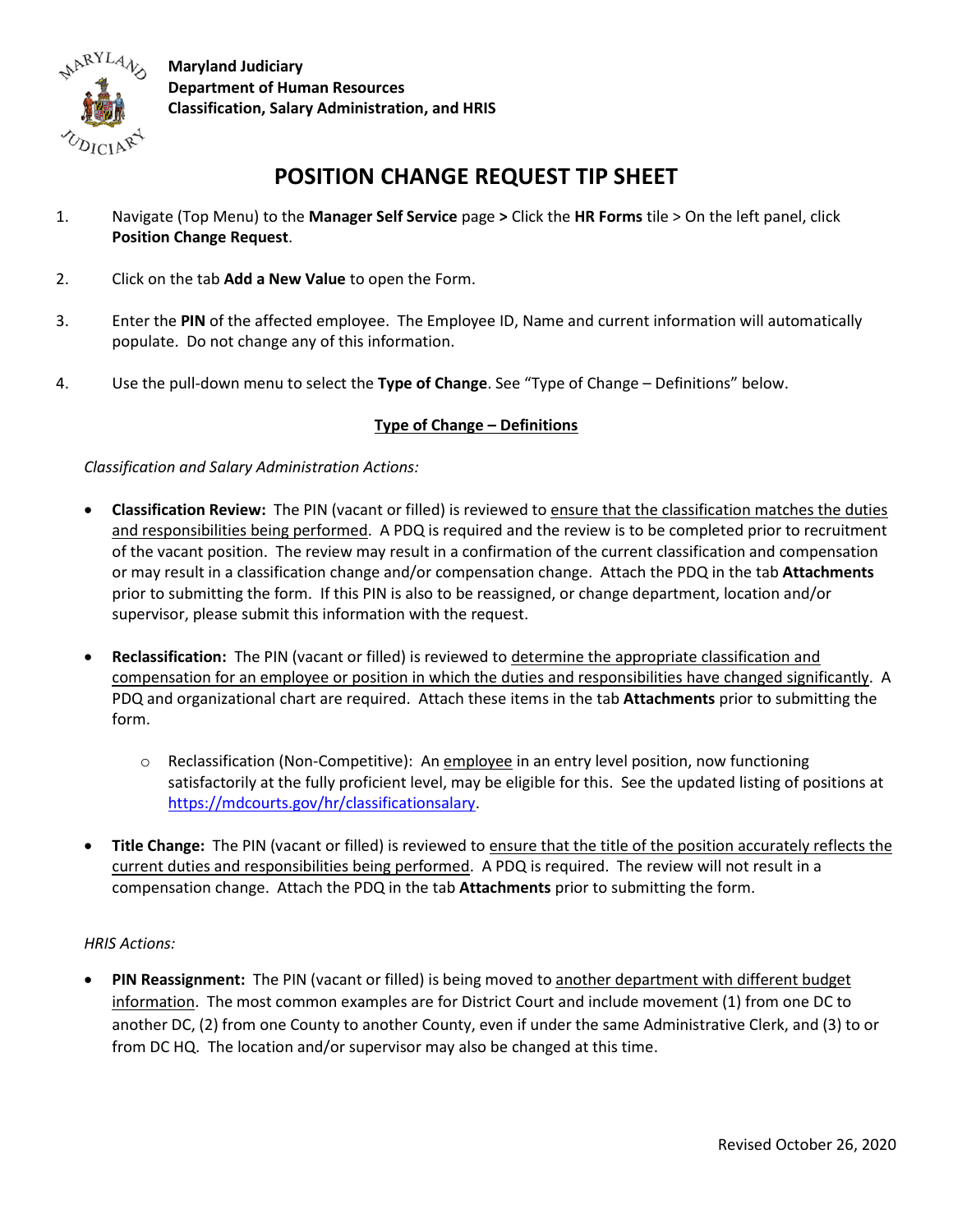**Maryland Judiciary**
**Department of Human Resources**
**Classification, Salary Administration, and HRIS**

# POSITION CHANGE REQUEST TIP SHEET

1. Navigate (Top Menu) to the **Manager Self Service** page **>** Click the **HR Forms** tile > On the left panel, click **Position Change Request**.

2. Click on the tab **Add a New Value** to open the Form.

3. Enter the **PIN** of the affected employee. The Employee ID, Name and current information will automatically populate. Do not change any of this information.

4. Use the pull-down menu to select the **Type of Change**. See "Type of Change – Definitions" below.

## Type of Change – Definitions

*Classification and Salary Administration Actions:*

- **Classification Review:** The PIN (vacant or filled) is reviewed to ensure that the classification matches the duties and responsibilities being performed. A PDQ is required and the review is to be completed prior to recruitment of the vacant position. The review may result in a confirmation of the current classification and compensation or may result in a classification change and/or compensation change. Attach the PDQ in the tab **Attachments** prior to submitting the form. If this PIN is also to be reassigned, or change department, location and/or supervisor, please submit this information with the request.

- **Reclassification:** The PIN (vacant or filled) is reviewed to determine the appropriate classification and compensation for an employee or position in which the duties and responsibilities have changed significantly. A PDQ and organizational chart are required. Attach these items in the tab **Attachments** prior to submitting the form.
  - Reclassification (Non-Competitive): An employee in an entry level position, now functioning satisfactorily at the fully proficient level, may be eligible for this. See the updated listing of positions at https://mdcourts.gov/hr/classificationsalary.

- **Title Change:** The PIN (vacant or filled) is reviewed to ensure that the title of the position accurately reflects the current duties and responsibilities being performed. A PDQ is required. The review will not result in a compensation change. Attach the PDQ in the tab **Attachments** prior to submitting the form.

*HRIS Actions:*

- **PIN Reassignment:** The PIN (vacant or filled) is being moved to another department with different budget information. The most common examples are for District Court and include movement (1) from one DC to another DC, (2) from one County to another County, even if under the same Administrative Clerk, and (3) to or from DC HQ. The location and/or supervisor may also be changed at this time.

Revised October 26, 2020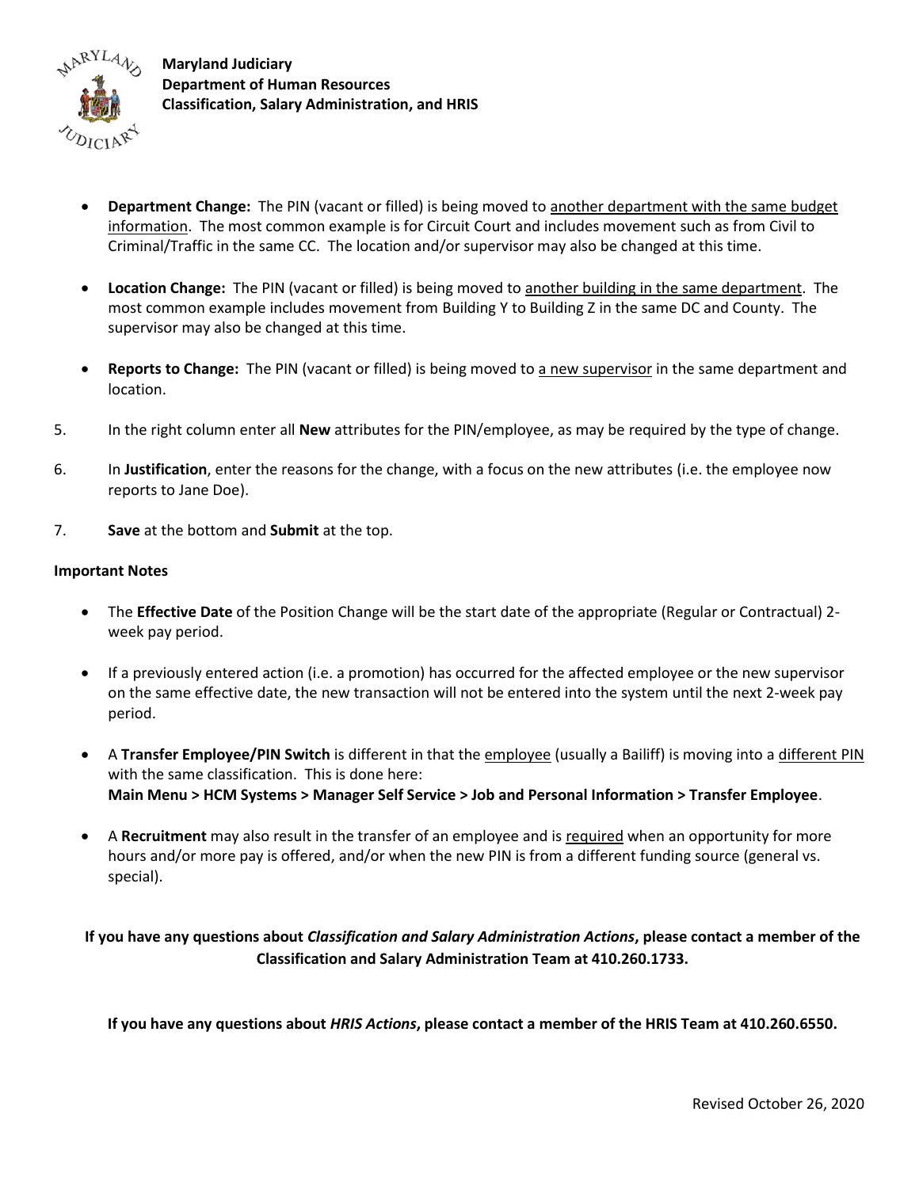- **Department Change:** The PIN (vacant or filled) is being moved to another department with the same budget information. The most common example is for Circuit Court and includes movement such as from Civil to Criminal/Traffic in the same CC. The location and/or supervisor may also be changed at this time.

- **Location Change:** The PIN (vacant or filled) is being moved to another building in the same department. The most common example includes movement from Building Y to Building Z in the same DC and County. The supervisor may also be changed at this time.

- **Reports to Change:** The PIN (vacant or filled) is being moved to a new supervisor in the same department and location.

5. In the right column enter all **New** attributes for the PIN/employee, as may be required by the type of change.

6. In **Justification**, enter the reasons for the change, with a focus on the new attributes (i.e. the employee now reports to Jane Doe).

7. **Save** at the bottom and **Submit** at the top.

**Important Notes**

- The **Effective Date** of the Position Change will be the start date of the appropriate (Regular or Contractual) 2-week pay period.

- If a previously entered action (i.e. a promotion) has occurred for the affected employee or the new supervisor on the same effective date, the new transaction will not be entered into the system until the next 2-week pay period.

- A **Transfer Employee/PIN Switch** is different in that the employee (usually a Bailiff) is moving into a different PIN with the same classification. This is done here:
  **Main Menu > HCM Systems > Manager Self Service > Job and Personal Information > Transfer Employee**.

- A **Recruitment** may also result in the transfer of an employee and is required when an opportunity for more hours and/or more pay is offered, and/or when the new PIN is from a different funding source (general vs. special).

**If you have any questions about *Classification and Salary Administration Actions*, please contact a member of the Classification and Salary Administration Team at 410.260.1733.**

**If you have any questions about *HRIS Actions*, please contact a member of the HRIS Team at 410.260.6550.**

Revised October 26, 2020